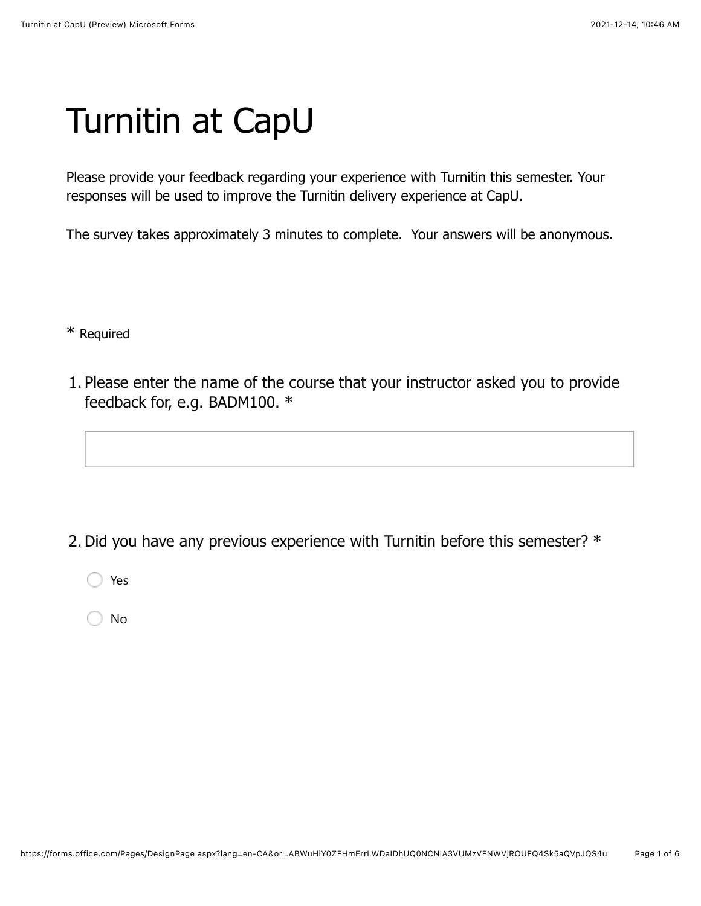# Turnitin at CapU

Please provide your feedback regarding your experience with Turnitin this semester. Your responses will be used to improve the Turnitin delivery experience at CapU.

The survey takes approximately 3 minutes to complete. Your answers will be anonymous.

* Required

1. Please enter the name of the course that your instructor asked you to provide feedback for, e.g. BADM100. *

2. Did you have any previous experience with Turnitin before this semester? *

   - ○ Yes
   - ○ No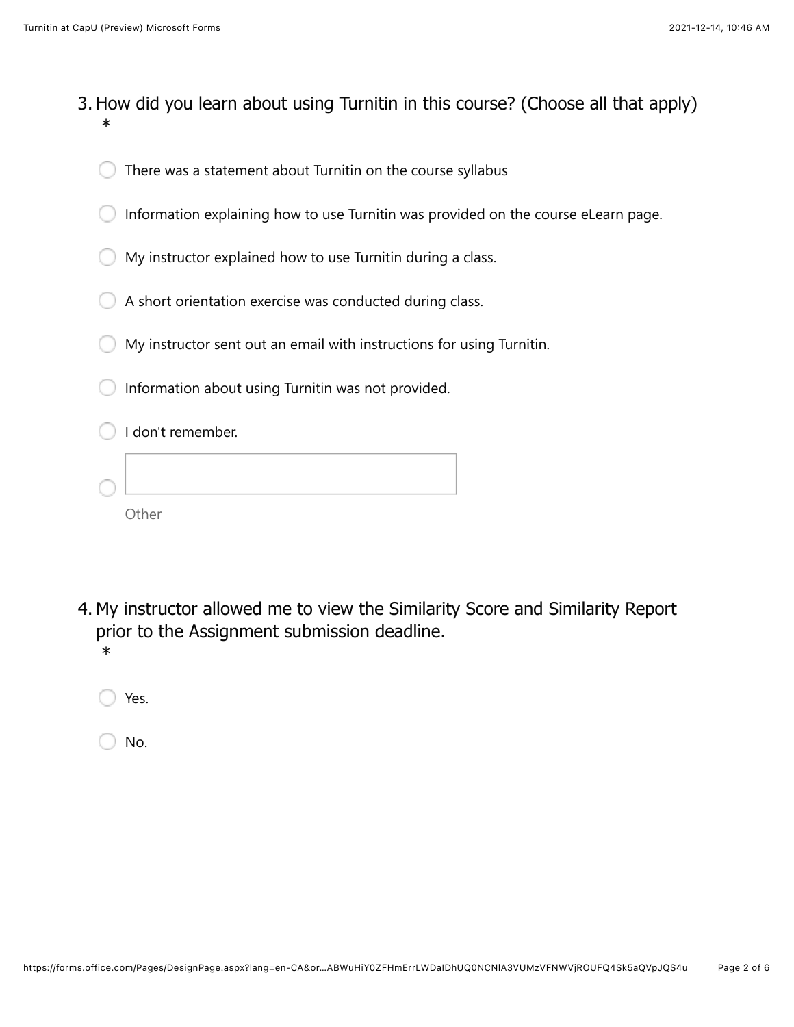3. How did you learn about using Turnitin in this course? (Choose all that apply) *

- There was a statement about Turnitin on the course syllabus
- Information explaining how to use Turnitin was provided on the course eLearn page.
- My instructor explained how to use Turnitin during a class.
- A short orientation exercise was conducted during class.
- My instructor sent out an email with instructions for using Turnitin.
- Information about using Turnitin was not provided.
- I don't remember.
- Other

4. My instructor allowed me to view the Similarity Score and Similarity Report prior to the Assignment submission deadline. *

- Yes.
- No.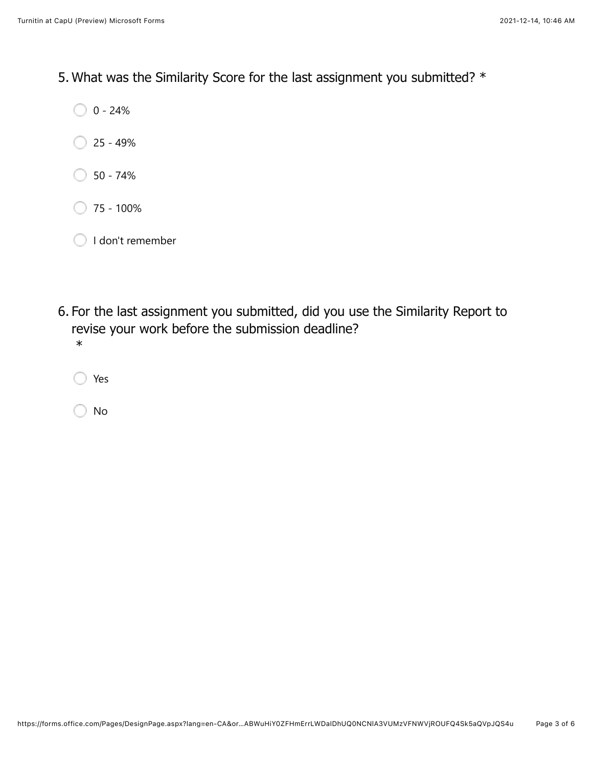5. What was the Similarity Score for the last assignment you submitted? *

- 0 - 24%
- 25 - 49%
- 50 - 74%
- 75 - 100%
- I don't remember

6. For the last assignment you submitted, did you use the Similarity Report to revise your work before the submission deadline?
   *

- Yes
- No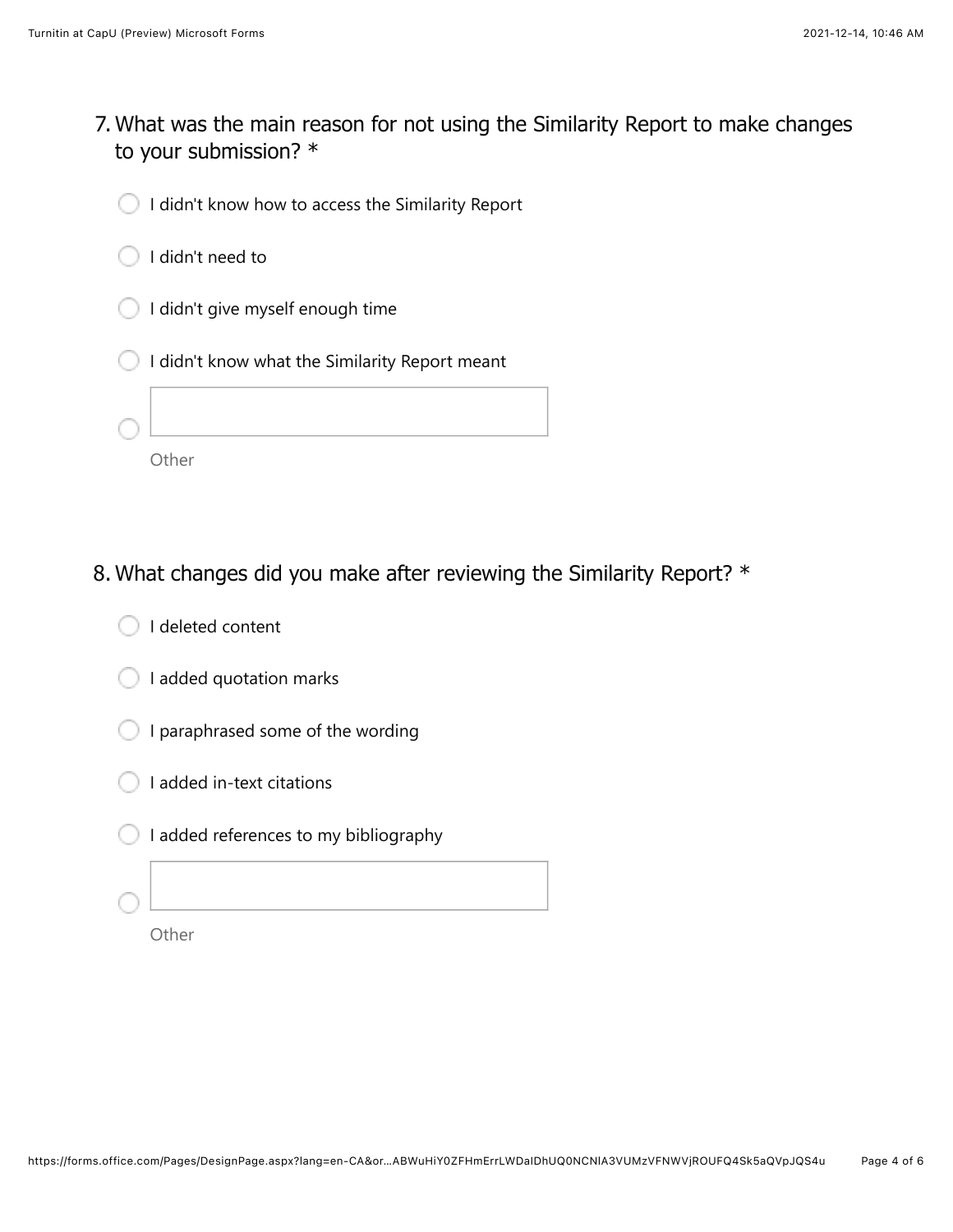7. What was the main reason for not using the Similarity Report to make changes to your submission? *

- ◯ I didn't know how to access the Similarity Report
- ◯ I didn't need to
- ◯ I didn't give myself enough time
- ◯ I didn't know what the Similarity Report meant
- ◯ Other

8. What changes did you make after reviewing the Similarity Report? *

- ◯ I deleted content
- ◯ I added quotation marks
- ◯ I paraphrased some of the wording
- ◯ I added in-text citations
- ◯ I added references to my bibliography
- ◯ Other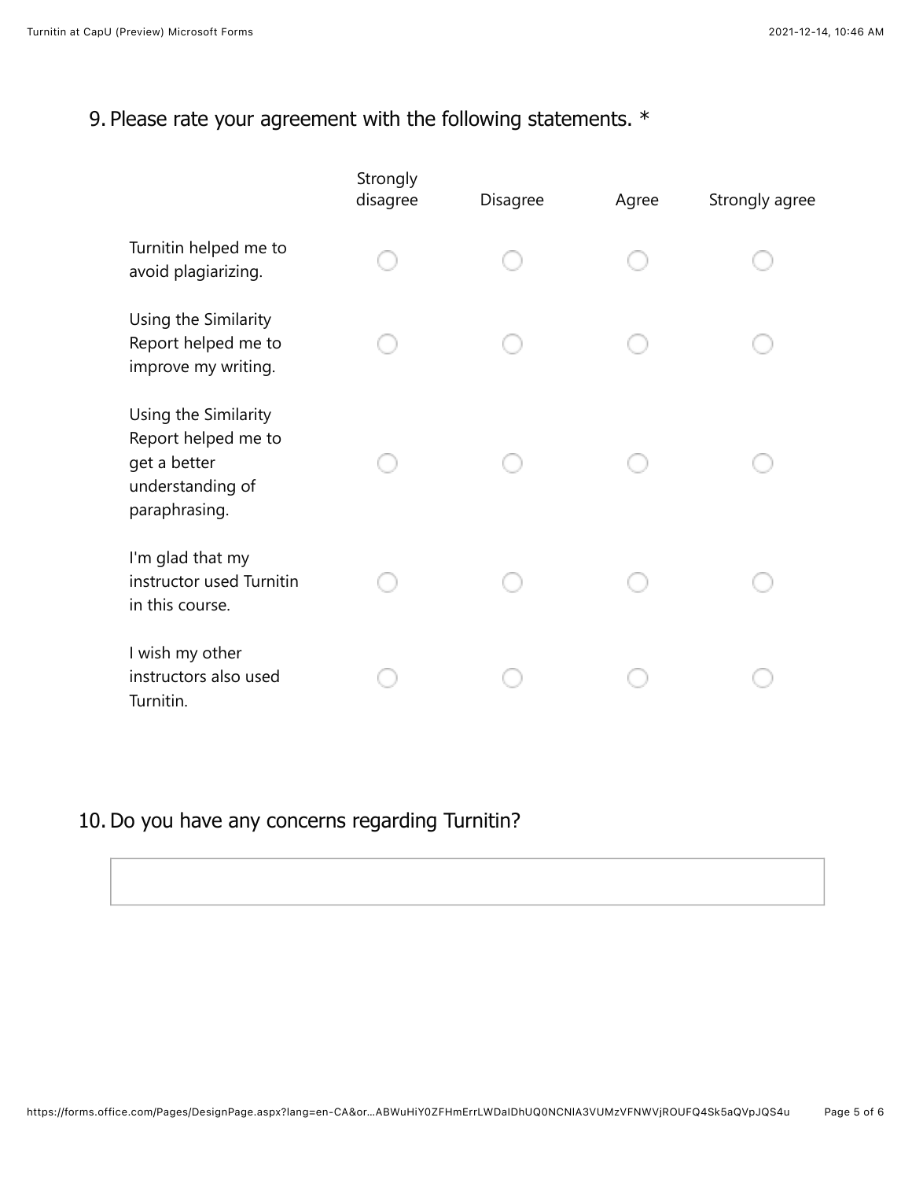9. Please rate your agreement with the following statements. *

| | Strongly disagree | Disagree | Agree | Strongly agree |
|---|---|---|---|---|
| Turnitin helped me to avoid plagiarizing. | ◯ | ◯ | ◯ | ◯ |
| Using the Similarity Report helped me to improve my writing. | ◯ | ◯ | ◯ | ◯ |
| Using the Similarity Report helped me to get a better understanding of paraphrasing. | ◯ | ◯ | ◯ | ◯ |
| I'm glad that my instructor used Turnitin in this course. | ◯ | ◯ | ◯ | ◯ |
| I wish my other instructors also used Turnitin. | ◯ | ◯ | ◯ | ◯ |

10. Do you have any concerns regarding Turnitin?

&nbsp;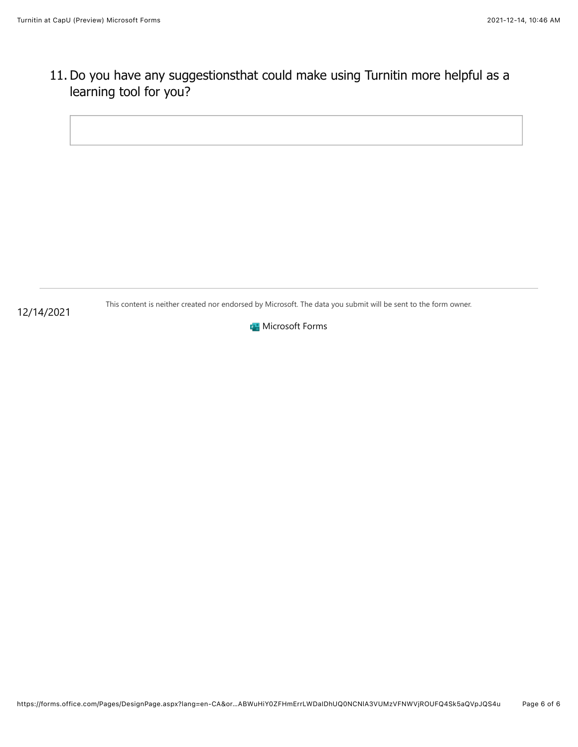11. Do you have any suggestionsthat could make using Turnitin more helpful as a learning tool for you?

12/14/2021

This content is neither created nor endorsed by Microsoft. The data you submit will be sent to the form owner.

Microsoft Forms